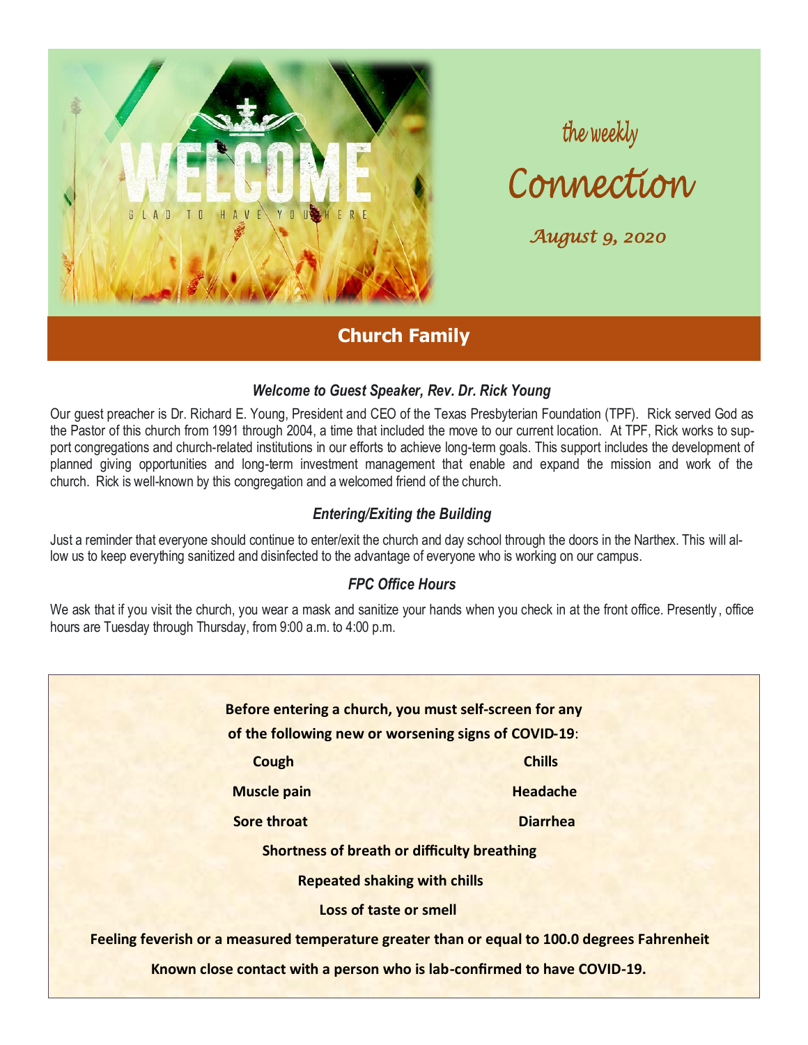the weekly

# Connection

*August 9, 2020*

## Church Family

### *Welcome to Guest Speaker, Rev. Dr. Rick Young*

Our guest preacher is Dr. Richard E. Young, President and CEO of the Texas Presbyterian Foundation (TPF). Rick served God as the Pastor of this church from 1991 through 2004, a time that included the move to our current location. At TPF, Rick works to support congregations and church-related institutions in our efforts to achieve long-term goals. This support includes the development of planned giving opportunities and long-term investment management that enable and expand the mission and work of the church. Rick is well-known by this congregation and a welcomed friend of the church.

### *Entering/Exiting the Building*

Just a reminder that everyone should continue to enter/exit the church and day school through the doors in the Narthex. This will allow us to keep everything sanitized and disinfected to the advantage of everyone who is working on our campus.

### *FPC Office Hours*

We ask that if you visit the church, you wear a mask and sanitize your hands when you check in at the front office. Presently, office hours are Tuesday through Thursday, from 9:00 a.m. to 4:00 p.m.

**Before entering a church, you must self-screen for any of the following new or worsening signs of COVID-19**:

**Cough** | **Chills**

**Muscle pain** | **Headache**

**Sore throat** | **Diarrhea**

**Shortness of breath or difficulty breathing**

**Repeated shaking with chills**

**Loss of taste or smell**

**Feeling feverish or a measured temperature greater than or equal to 100.0 degrees Fahrenheit**

**Known close contact with a person who is lab-confirmed to have COVID-19.**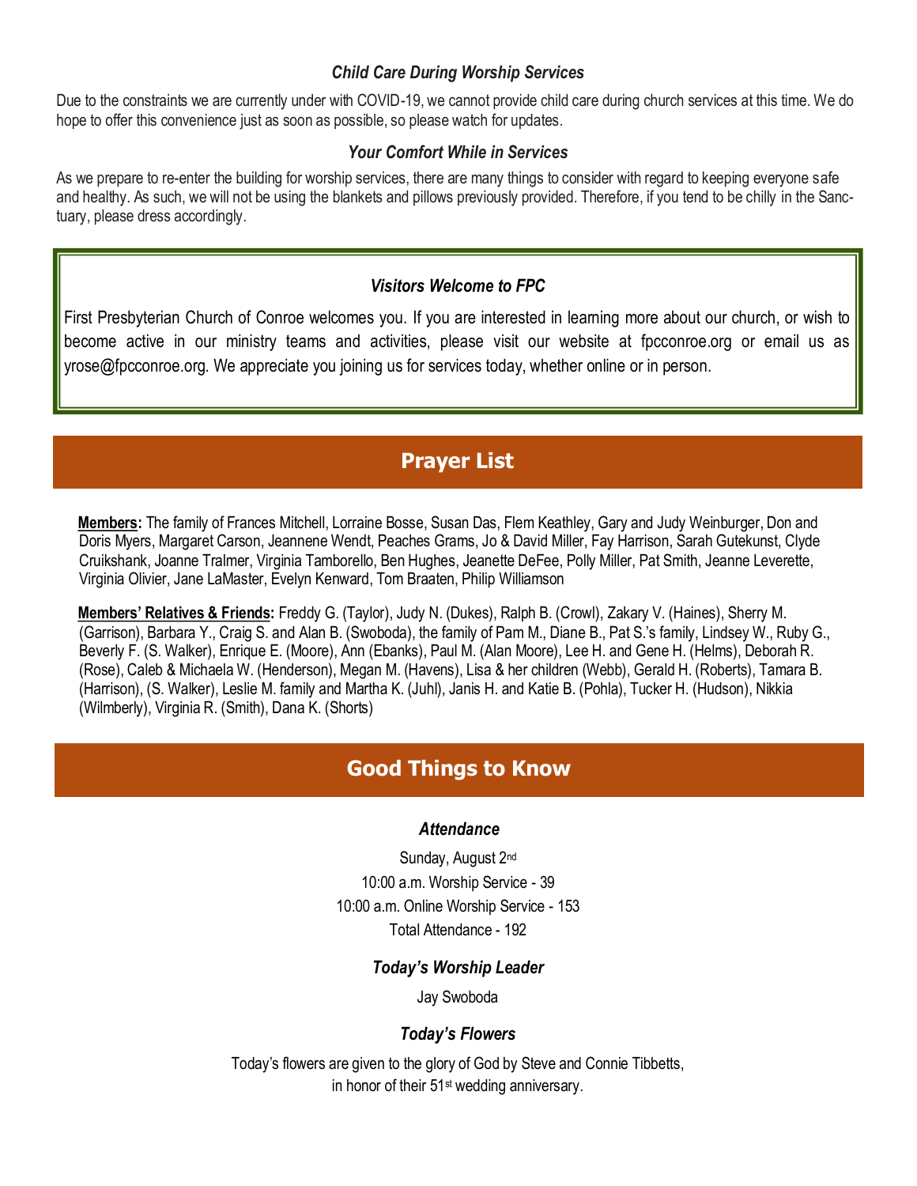### *Child Care During Worship Services*

Due to the constraints we are currently under with COVID-19, we cannot provide child care during church services at this time. We do hope to offer this convenience just as soon as possible, so please watch for updates.

### *Your Comfort While in Services*

As we prepare to re-enter the building for worship services, there are many things to consider with regard to keeping everyone safe and healthy. As such, we will not be using the blankets and pillows previously provided. Therefore, if you tend to be chilly in the Sanctuary, please dress accordingly.

### *Visitors Welcome to FPC*

First Presbyterian Church of Conroe welcomes you. If you are interested in learning more about our church, or wish to become active in our ministry teams and activities, please visit our website at fpcconroe.org or email us as yrose@fpcconroe.org. We appreciate you joining us for services today, whether online or in person.

## Prayer List

**Members:** The family of Frances Mitchell, Lorraine Bosse, Susan Das, Flem Keathley, Gary and Judy Weinburger, Don and Doris Myers, Margaret Carson, Jeannene Wendt, Peaches Grams, Jo & David Miller, Fay Harrison, Sarah Gutekunst, Clyde Cruikshank, Joanne Tralmer, Virginia Tamborello, Ben Hughes, Jeanette DeFee, Polly Miller, Pat Smith, Jeanne Leverette, Virginia Olivier, Jane LaMaster, Evelyn Kenward, Tom Braaten, Philip Williamson

**Members' Relatives & Friends:** Freddy G. (Taylor), Judy N. (Dukes), Ralph B. (Crowl), Zakary V. (Haines), Sherry M. (Garrison), Barbara Y., Craig S. and Alan B. (Swoboda), the family of Pam M., Diane B., Pat S.'s family, Lindsey W., Ruby G., Beverly F. (S. Walker), Enrique E. (Moore), Ann (Ebanks), Paul M. (Alan Moore), Lee H. and Gene H. (Helms), Deborah R. (Rose), Caleb & Michaela W. (Henderson), Megan M. (Havens), Lisa & her children (Webb), Gerald H. (Roberts), Tamara B. (Harrison), (S. Walker), Leslie M. family and Martha K. (Juhl), Janis H. and Katie B. (Pohla), Tucker H. (Hudson), Nikkia (Wilmberly), Virginia R. (Smith), Dana K. (Shorts)

## Good Things to Know

### *Attendance*

Sunday, August 2nd

10:00 a.m. Worship Service - 39

10:00 a.m. Online Worship Service - 153

Total Attendance - 192

### *Today's Worship Leader*

Jay Swoboda

### *Today's Flowers*

Today's flowers are given to the glory of God by Steve and Connie Tibbetts, in honor of their 51st wedding anniversary.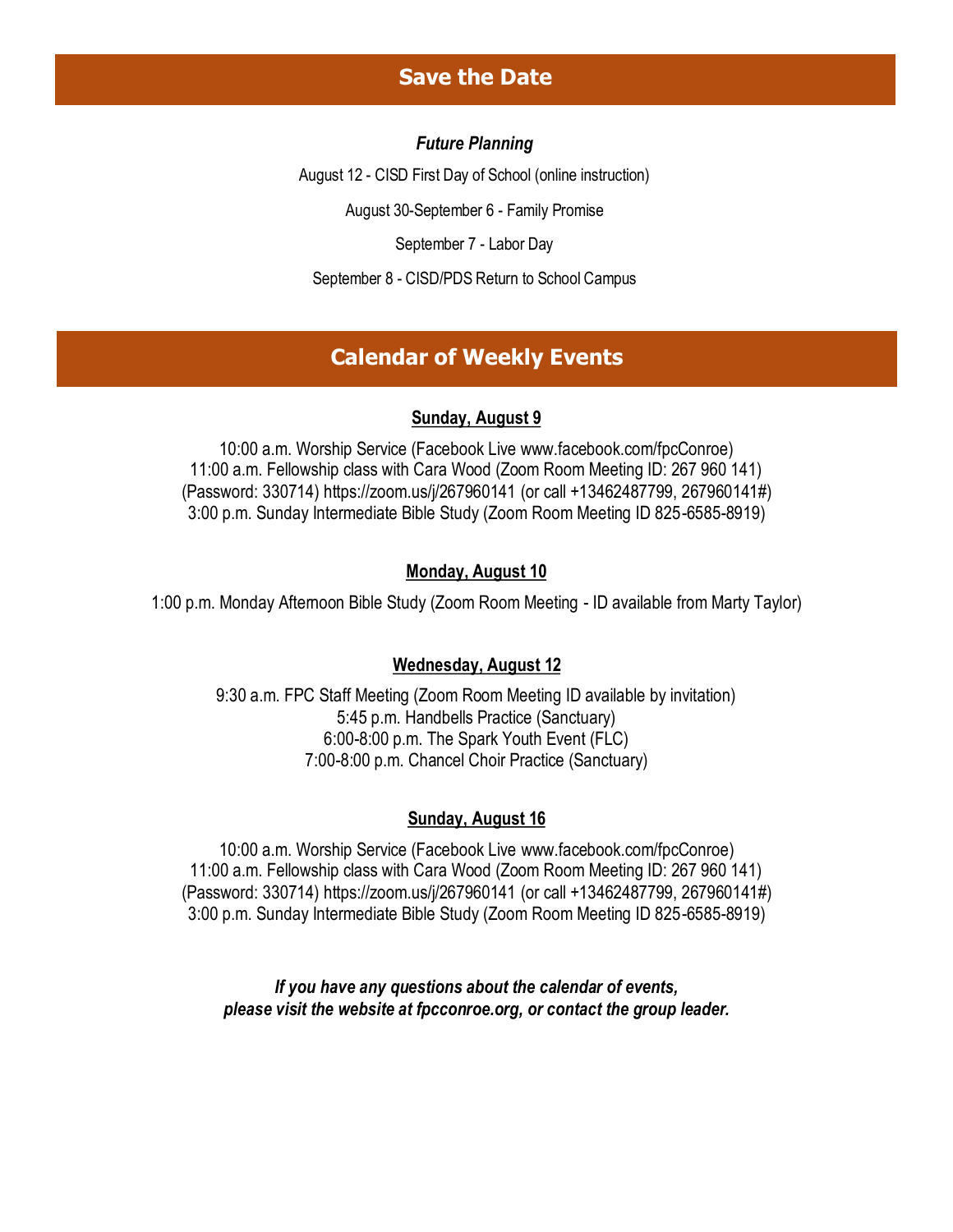## Save the Date

***Future Planning***

August 12 - CISD First Day of School (online instruction)

August 30-September 6 - Family Promise

September 7 - Labor Day

September 8 - CISD/PDS Return to School Campus

## Calendar of Weekly Events

**Sunday, August 9**

10:00 a.m. Worship Service (Facebook Live www.facebook.com/fpcConroe)
11:00 a.m. Fellowship class with Cara Wood (Zoom Room Meeting ID: 267 960 141) (Password: 330714) https://zoom.us/j/267960141 (or call +13462487799, 267960141#)
3:00 p.m. Sunday Intermediate Bible Study (Zoom Room Meeting ID 825-6585-8919)

**Monday, August 10**

1:00 p.m. Monday Afternoon Bible Study (Zoom Room Meeting - ID available from Marty Taylor)

**Wednesday, August 12**

9:30 a.m. FPC Staff Meeting (Zoom Room Meeting ID available by invitation)
5:45 p.m. Handbells Practice (Sanctuary)
6:00-8:00 p.m. The Spark Youth Event (FLC)
7:00-8:00 p.m. Chancel Choir Practice (Sanctuary)

**Sunday, August 16**

10:00 a.m. Worship Service (Facebook Live www.facebook.com/fpcConroe)
11:00 a.m. Fellowship class with Cara Wood (Zoom Room Meeting ID: 267 960 141) (Password: 330714) https://zoom.us/j/267960141 (or call +13462487799, 267960141#)
3:00 p.m. Sunday Intermediate Bible Study (Zoom Room Meeting ID 825-6585-8919)

***If you have any questions about the calendar of events, please visit the website at fpcconroe.org, or contact the group leader.***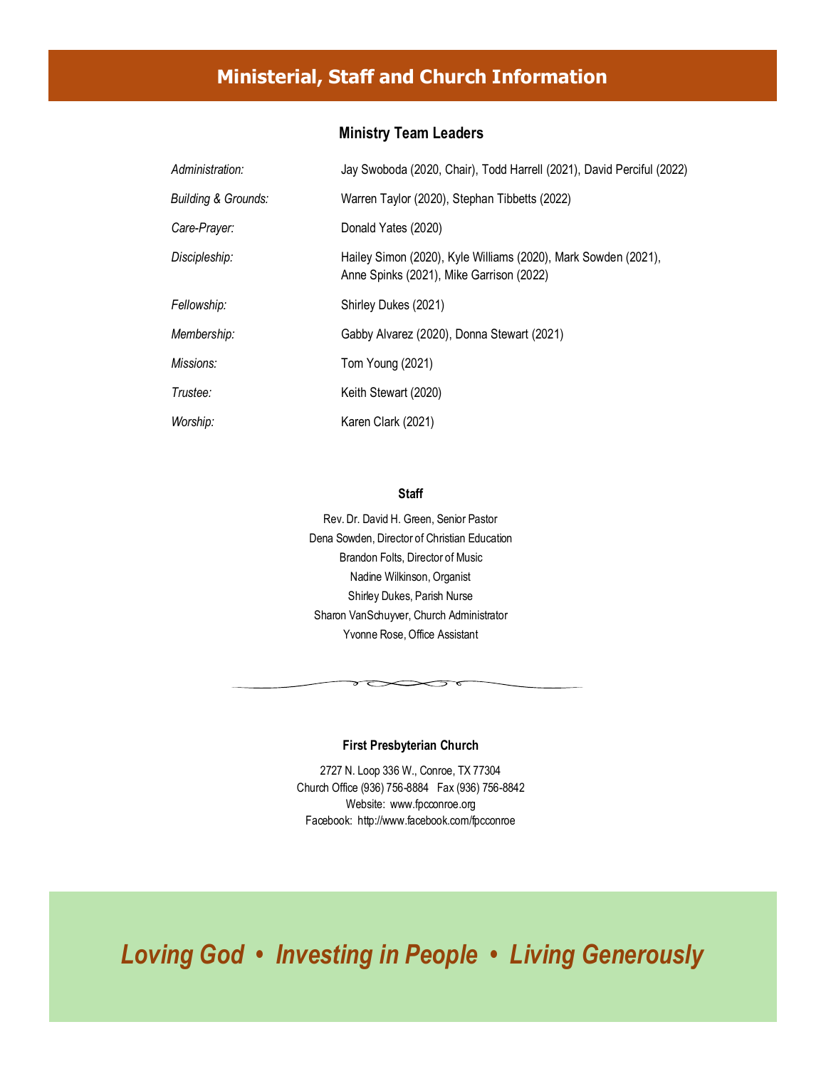## Ministerial, Staff and Church Information

### Ministry Team Leaders

| | |
|---|---|
| *Administration:* | Jay Swoboda (2020, Chair), Todd Harrell (2021), David Perciful (2022) |
| *Building & Grounds:* | Warren Taylor (2020), Stephan Tibbetts (2022) |
| *Care-Prayer:* | Donald Yates (2020) |
| *Discipleship:* | Hailey Simon (2020), Kyle Williams (2020), Mark Sowden (2021), Anne Spinks (2021), Mike Garrison (2022) |
| *Fellowship:* | Shirley Dukes (2021) |
| *Membership:* | Gabby Alvarez (2020), Donna Stewart (2021) |
| *Missions:* | Tom Young (2021) |
| *Trustee:* | Keith Stewart (2020) |
| *Worship:* | Karen Clark (2021) |

**Staff**

Rev. Dr. David H. Green, Senior Pastor
Dena Sowden, Director of Christian Education
Brandon Folts, Director of Music
Nadine Wilkinson, Organist
Shirley Dukes, Parish Nurse
Sharon VanSchuyver, Church Administrator
Yvonne Rose, Office Assistant

**First Presbyterian Church**

2727 N. Loop 336 W., Conroe, TX 77304
Church Office (936) 756-8884 Fax (936) 756-8842
Website: www.fpcconroe.org
Facebook: http://www.facebook.com/fpcconroe

*Loving God • Investing in People • Living Generously*